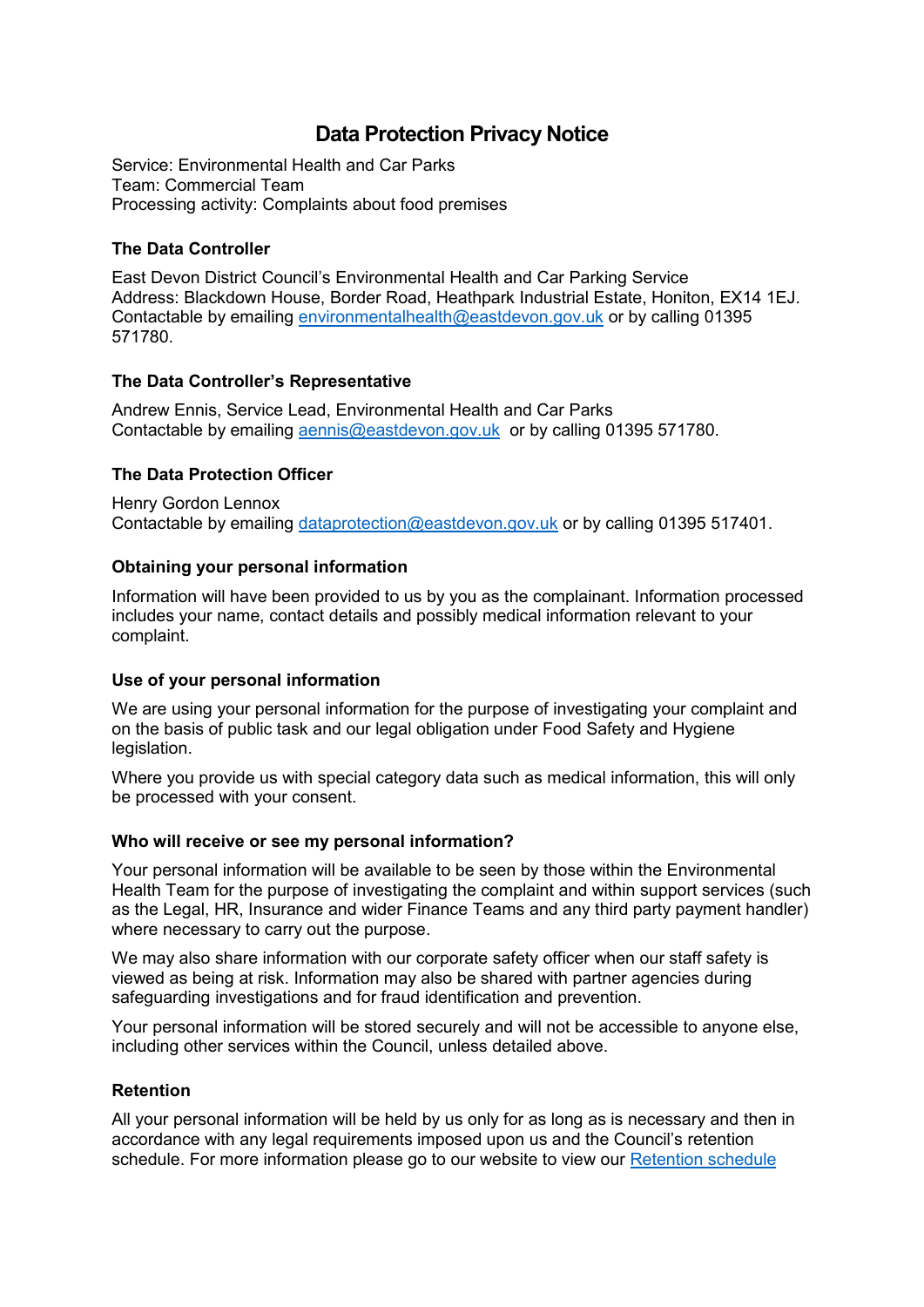# Data Protection Privacy Notice

Service: Environmental Health and Car Parks
Team: Commercial Team
Processing activity: Complaints about food premises

### The Data Controller

East Devon District Council's Environmental Health and Car Parking Service
Address: Blackdown House, Border Road, Heathpark Industrial Estate, Honiton, EX14 1EJ.
Contactable by emailing environmentalhealth@eastdevon.gov.uk or by calling 01395 571780.

### The Data Controller's Representative

Andrew Ennis, Service Lead, Environmental Health and Car Parks
Contactable by emailing aennis@eastdevon.gov.uk or by calling 01395 571780.

### The Data Protection Officer

Henry Gordon Lennox
Contactable by emailing dataprotection@eastdevon.gov.uk or by calling 01395 517401.

### Obtaining your personal information

Information will have been provided to us by you as the complainant. Information processed includes your name, contact details and possibly medical information relevant to your complaint.

### Use of your personal information

We are using your personal information for the purpose of investigating your complaint and on the basis of public task and our legal obligation under Food Safety and Hygiene legislation.

Where you provide us with special category data such as medical information, this will only be processed with your consent.

### Who will receive or see my personal information?

Your personal information will be available to be seen by those within the Environmental Health Team for the purpose of investigating the complaint and within support services (such as the Legal, HR, Insurance and wider Finance Teams and any third party payment handler) where necessary to carry out the purpose.

We may also share information with our corporate safety officer when our staff safety is viewed as being at risk. Information may also be shared with partner agencies during safeguarding investigations and for fraud identification and prevention.

Your personal information will be stored securely and will not be accessible to anyone else, including other services within the Council, unless detailed above.

### Retention

All your personal information will be held by us only for as long as is necessary and then in accordance with any legal requirements imposed upon us and the Council's retention schedule. For more information please go to our website to view our Retention schedule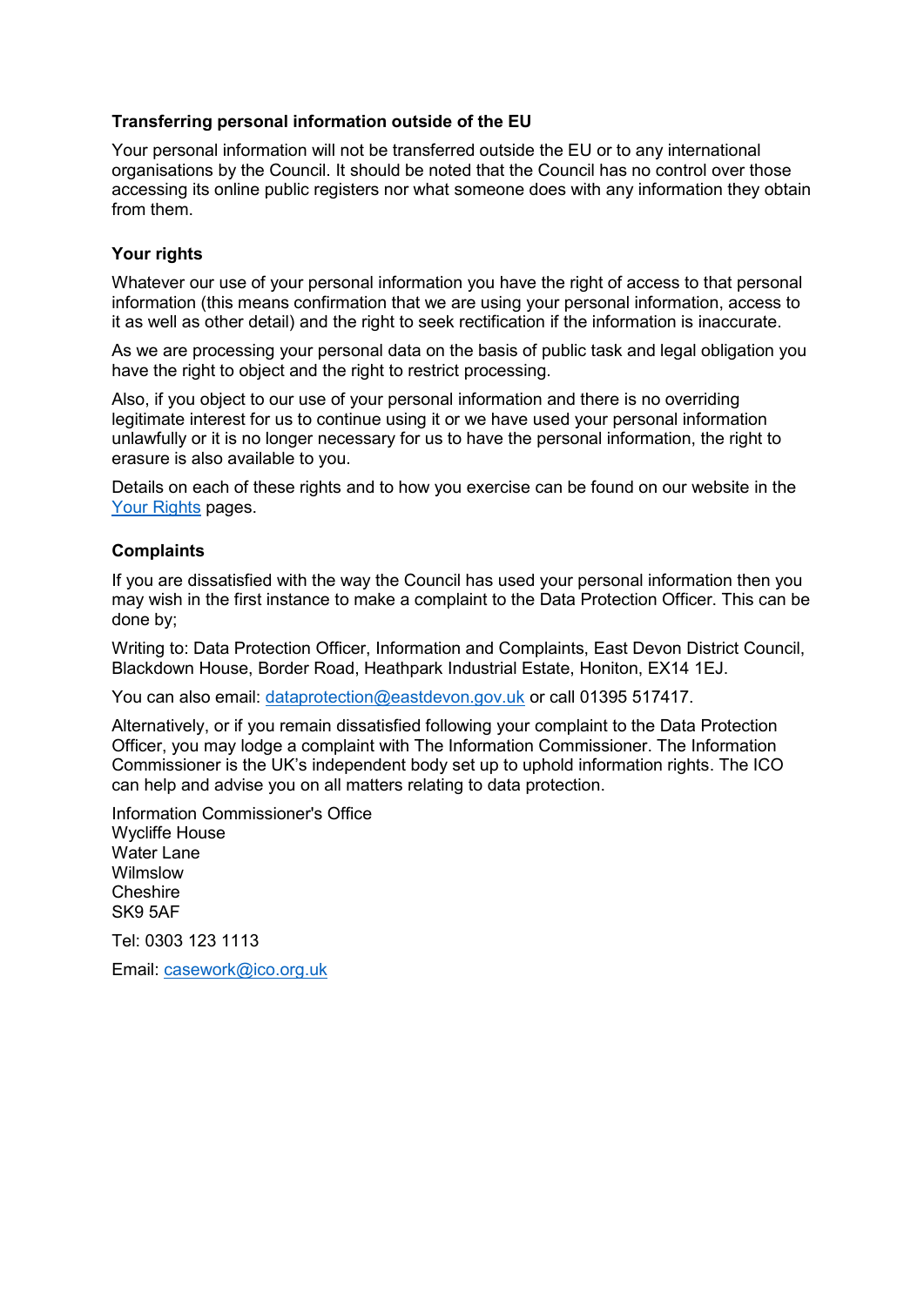**Transferring personal information outside of the EU**

Your personal information will not be transferred outside the EU or to any international organisations by the Council. It should be noted that the Council has no control over those accessing its online public registers nor what someone does with any information they obtain from them.

**Your rights**

Whatever our use of your personal information you have the right of access to that personal information (this means confirmation that we are using your personal information, access to it as well as other detail) and the right to seek rectification if the information is inaccurate.

As we are processing your personal data on the basis of public task and legal obligation you have the right to object and the right to restrict processing.

Also, if you object to our use of your personal information and there is no overriding legitimate interest for us to continue using it or we have used your personal information unlawfully or it is no longer necessary for us to have the personal information, the right to erasure is also available to you.

Details on each of these rights and to how you exercise can be found on our website in the [Your Rights](#) pages.

**Complaints**

If you are dissatisfied with the way the Council has used your personal information then you may wish in the first instance to make a complaint to the Data Protection Officer. This can be done by;

Writing to: Data Protection Officer, Information and Complaints, East Devon District Council, Blackdown House, Border Road, Heathpark Industrial Estate, Honiton, EX14 1EJ.

You can also email: dataprotection@eastdevon.gov.uk or call 01395 517417.

Alternatively, or if you remain dissatisfied following your complaint to the Data Protection Officer, you may lodge a complaint with The Information Commissioner. The Information Commissioner is the UK's independent body set up to uphold information rights. The ICO can help and advise you on all matters relating to data protection.

Information Commissioner's Office  
Wycliffe House  
Water Lane  
Wilmslow  
Cheshire  
SK9 5AF

Tel: 0303 123 1113

Email: casework@ico.org.uk